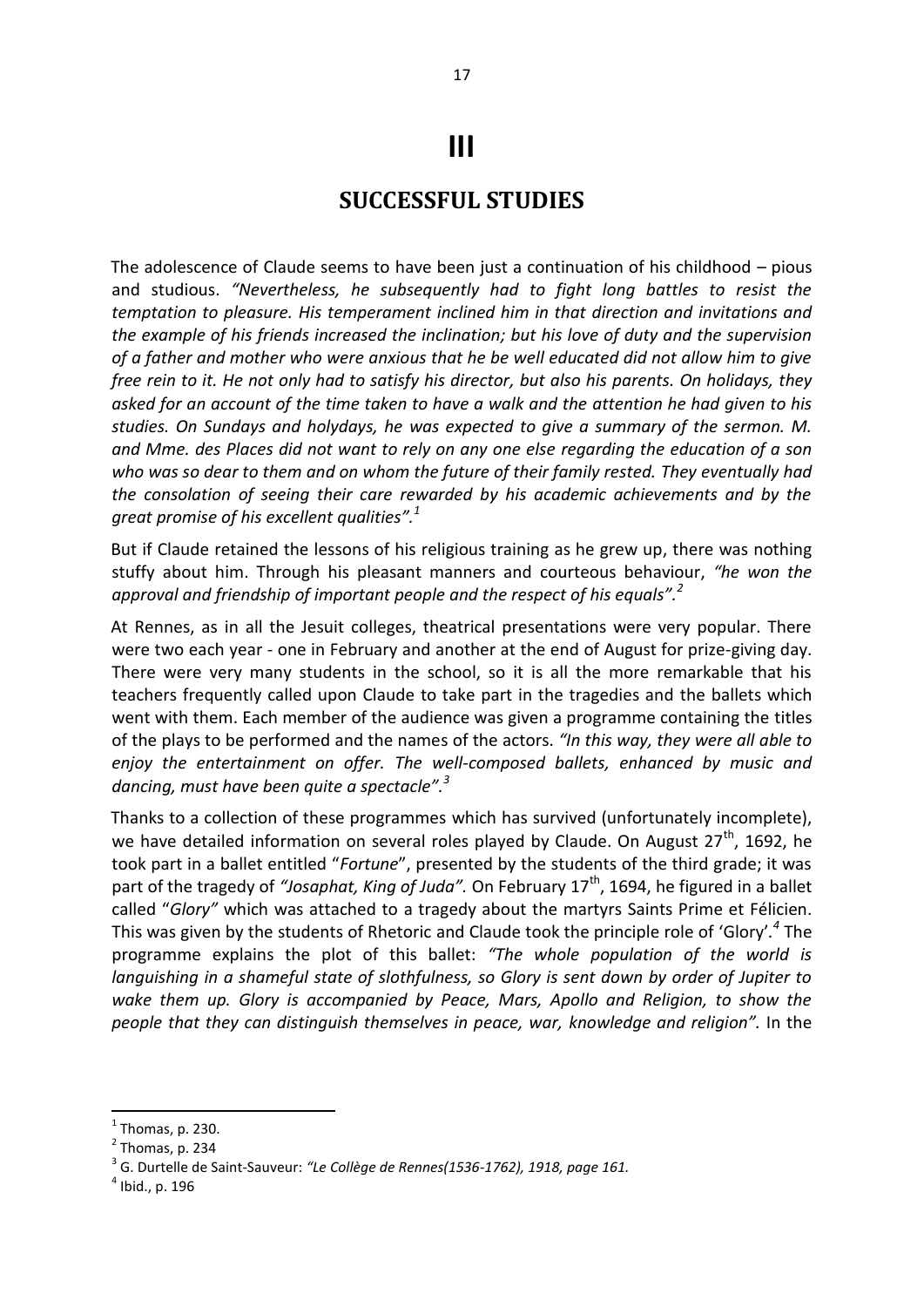# III

## SUCCESSFUL STUDIES

The adolescence of Claude seems to have been just a continuation of his childhood – pious and studious. *"Nevertheless, he subsequently had to fight long battles to resist the temptation to pleasure. His temperament inclined him in that direction and invitations and the example of his friends increased the inclination; but his love of duty and the supervision of a father and mother who were anxious that he be well educated did not allow him to give free rein to it. He not only had to satisfy his director, but also his parents. On holidays, they asked for an account of the time taken to have a walk and the attention he had given to his studies. On Sundays and holydays, he was expected to give a summary of the sermon. M. and Mme. des Places did not want to rely on any one else regarding the education of a son who was so dear to them and on whom the future of their family rested. They eventually had the consolation of seeing their care rewarded by his academic achievements and by the great promise of his excellent qualities".*[1]

But if Claude retained the lessons of his religious training as he grew up, there was nothing stuffy about him. Through his pleasant manners and courteous behaviour, *"he won the approval and friendship of important people and the respect of his equals".*[2]

At Rennes, as in all the Jesuit colleges, theatrical presentations were very popular. There were two each year - one in February and another at the end of August for prize-giving day. There were very many students in the school, so it is all the more remarkable that his teachers frequently called upon Claude to take part in the tragedies and the ballets which went with them. Each member of the audience was given a programme containing the titles of the plays to be performed and the names of the actors. *"In this way, they were all able to enjoy the entertainment on offer. The well-composed ballets, enhanced by music and dancing, must have been quite a spectacle".*[3]

Thanks to a collection of these programmes which has survived (unfortunately incomplete), we have detailed information on several roles played by Claude. On August 27th, 1692, he took part in a ballet entitled "*Fortune*", presented by the students of the third grade; it was part of the tragedy of *"Josaphat, King of Juda".* On February 17th, 1694, he figured in a ballet called "*Glory"* which was attached to a tragedy about the martyrs Saints Prime et Félicien. This was given by the students of Rhetoric and Claude took the principle role of 'Glory'.[4] The programme explains the plot of this ballet: *"The whole population of the world is languishing in a shameful state of slothfulness, so Glory is sent down by order of Jupiter to wake them up. Glory is accompanied by Peace, Mars, Apollo and Religion, to show the people that they can distinguish themselves in peace, war, knowledge and religion".* In the

---

[1] Thomas, p. 230.

[2] Thomas, p. 234

[3] G. Durtelle de Saint-Sauveur: *"Le Collège de Rennes(1536-1762), 1918, page 161.*

[4] Ibid., p. 196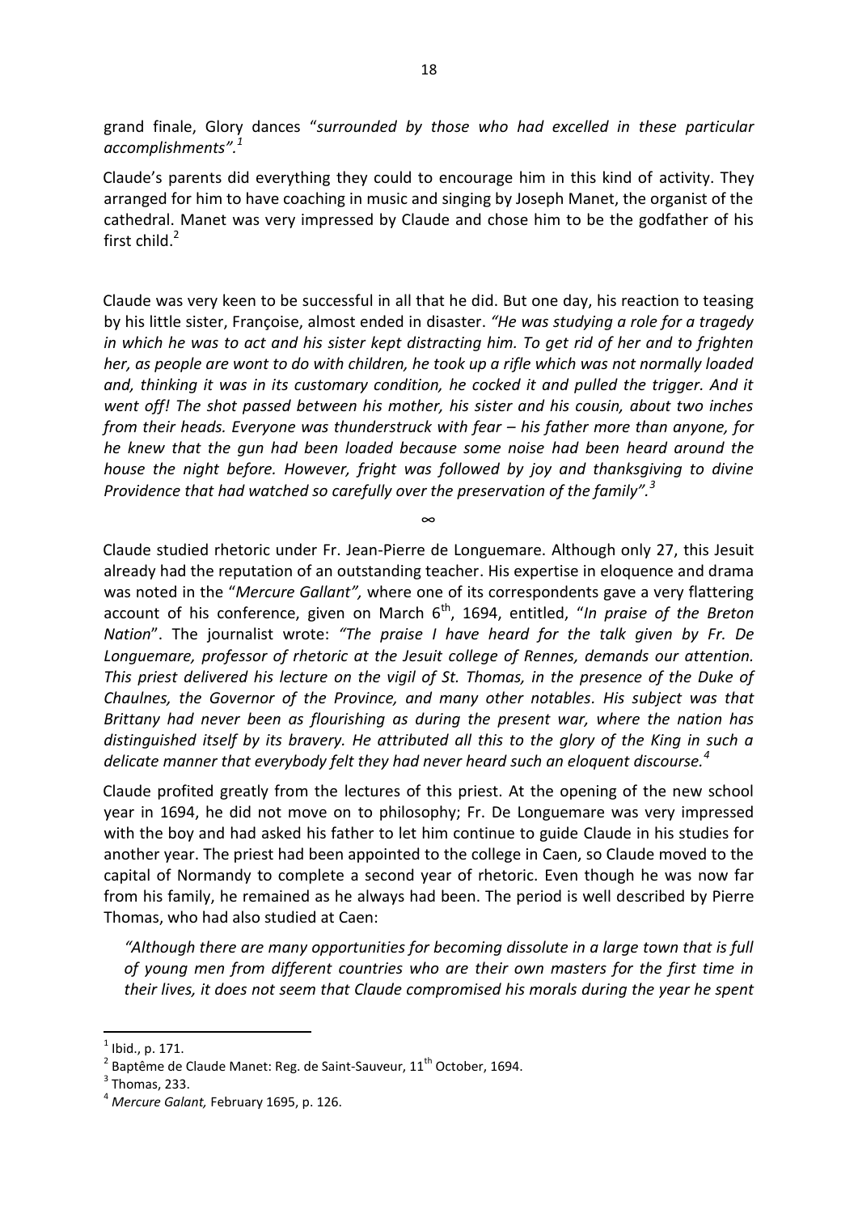grand finale, Glory dances "*surrounded by those who had excelled in these particular accomplishments".*[1]

Claude's parents did everything they could to encourage him in this kind of activity. They arranged for him to have coaching in music and singing by Joseph Manet, the organist of the cathedral. Manet was very impressed by Claude and chose him to be the godfather of his first child.[2]

Claude was very keen to be successful in all that he did. But one day, his reaction to teasing by his little sister, Françoise, almost ended in disaster. *"He was studying a role for a tragedy in which he was to act and his sister kept distracting him. To get rid of her and to frighten her, as people are wont to do with children, he took up a rifle which was not normally loaded and, thinking it was in its customary condition, he cocked it and pulled the trigger. And it went off! The shot passed between his mother, his sister and his cousin, about two inches from their heads. Everyone was thunderstruck with fear – his father more than anyone, for he knew that the gun had been loaded because some noise had been heard around the house the night before. However, fright was followed by joy and thanksgiving to divine Providence that had watched so carefully over the preservation of the family".*[3]

∞

Claude studied rhetoric under Fr. Jean-Pierre de Longuemare. Although only 27, this Jesuit already had the reputation of an outstanding teacher. His expertise in eloquence and drama was noted in the "*Mercure Gallant",* where one of its correspondents gave a very flattering account of his conference, given on March 6th, 1694, entitled, "*In praise of the Breton Nation*". The journalist wrote: *"The praise I have heard for the talk given by Fr. De Longuemare, professor of rhetoric at the Jesuit college of Rennes, demands our attention. This priest delivered his lecture on the vigil of St. Thomas, in the presence of the Duke of Chaulnes, the Governor of the Province, and many other notables. His subject was that Brittany had never been as flourishing as during the present war, where the nation has distinguished itself by its bravery. He attributed all this to the glory of the King in such a delicate manner that everybody felt they had never heard such an eloquent discourse.*[4]

Claude profited greatly from the lectures of this priest. At the opening of the new school year in 1694, he did not move on to philosophy; Fr. De Longuemare was very impressed with the boy and had asked his father to let him continue to guide Claude in his studies for another year. The priest had been appointed to the college in Caen, so Claude moved to the capital of Normandy to complete a second year of rhetoric. Even though he was now far from his family, he remained as he always had been. The period is well described by Pierre Thomas, who had also studied at Caen:

> *"Although there are many opportunities for becoming dissolute in a large town that is full of young men from different countries who are their own masters for the first time in their lives, it does not seem that Claude compromised his morals during the year he spent*

---

[1] Ibid., p. 171.

[2] Baptême de Claude Manet: Reg. de Saint-Sauveur, 11th October, 1694.

[3] Thomas, 233.

[4] *Mercure Galant,* February 1695, p. 126.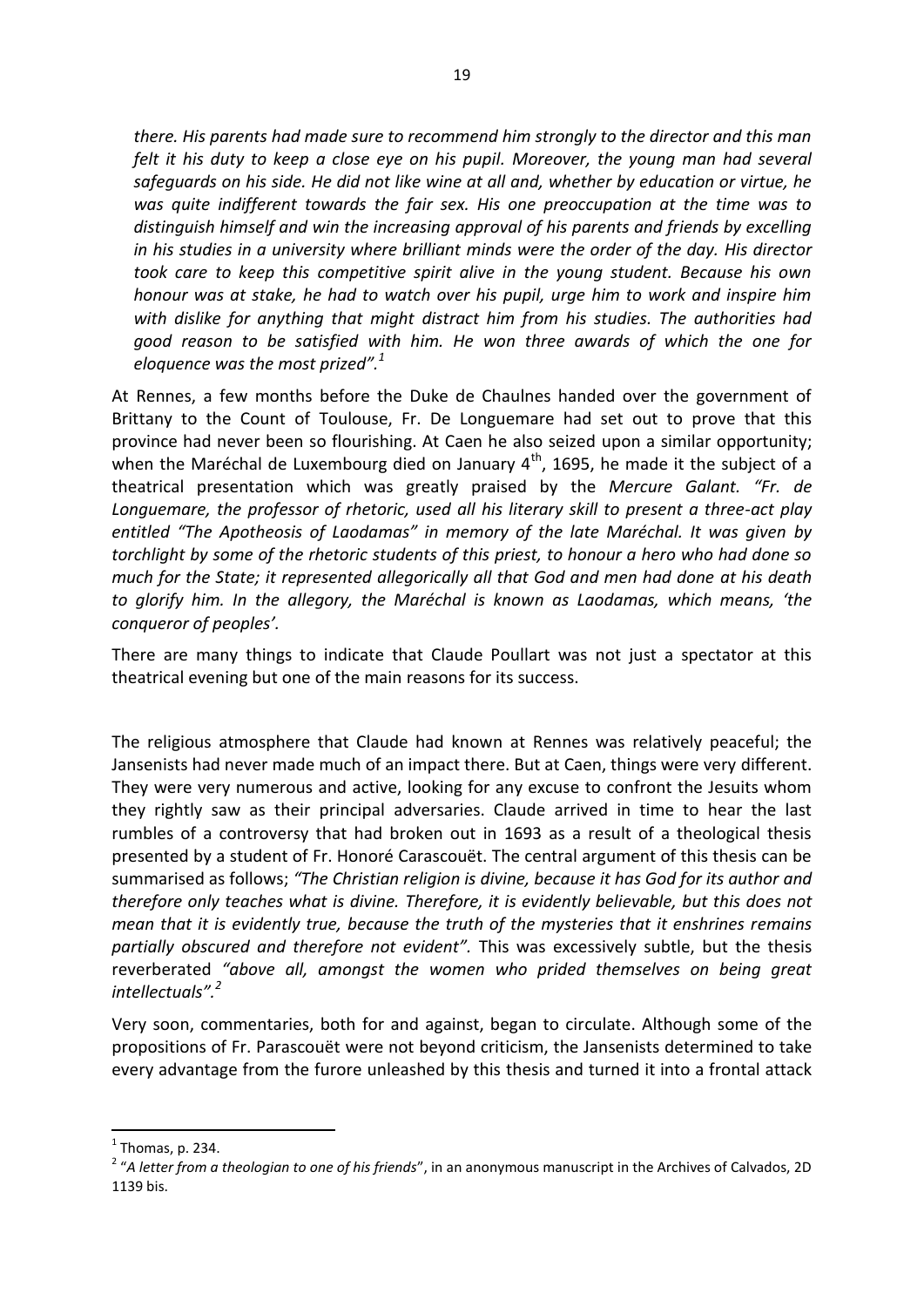*there. His parents had made sure to recommend him strongly to the director and this man felt it his duty to keep a close eye on his pupil. Moreover, the young man had several safeguards on his side. He did not like wine at all and, whether by education or virtue, he was quite indifferent towards the fair sex. His one preoccupation at the time was to distinguish himself and win the increasing approval of his parents and friends by excelling in his studies in a university where brilliant minds were the order of the day. His director took care to keep this competitive spirit alive in the young student. Because his own honour was at stake, he had to watch over his pupil, urge him to work and inspire him with dislike for anything that might distract him from his studies. The authorities had good reason to be satisfied with him. He won three awards of which the one for eloquence was the most prized".*[1]

At Rennes, a few months before the Duke de Chaulnes handed over the government of Brittany to the Count of Toulouse, Fr. De Longuemare had set out to prove that this province had never been so flourishing. At Caen he also seized upon a similar opportunity; when the Maréchal de Luxembourg died on January 4th, 1695, he made it the subject of a theatrical presentation which was greatly praised by the *Mercure Galant. "Fr. de Longuemare, the professor of rhetoric, used all his literary skill to present a three-act play entitled "The Apotheosis of Laodamas" in memory of the late Maréchal. It was given by torchlight by some of the rhetoric students of this priest, to honour a hero who had done so much for the State; it represented allegorically all that God and men had done at his death to glorify him. In the allegory, the Maréchal is known as Laodamas, which means, 'the conqueror of peoples'.*

There are many things to indicate that Claude Poullart was not just a spectator at this theatrical evening but one of the main reasons for its success.

The religious atmosphere that Claude had known at Rennes was relatively peaceful; the Jansenists had never made much of an impact there. But at Caen, things were very different. They were very numerous and active, looking for any excuse to confront the Jesuits whom they rightly saw as their principal adversaries. Claude arrived in time to hear the last rumbles of a controversy that had broken out in 1693 as a result of a theological thesis presented by a student of Fr. Honoré Carascouët. The central argument of this thesis can be summarised as follows; *"The Christian religion is divine, because it has God for its author and therefore only teaches what is divine. Therefore, it is evidently believable, but this does not mean that it is evidently true, because the truth of the mysteries that it enshrines remains partially obscured and therefore not evident".* This was excessively subtle, but the thesis reverberated *"above all, amongst the women who prided themselves on being great intellectuals".*[2]

Very soon, commentaries, both for and against, began to circulate. Although some of the propositions of Fr. Parascouët were not beyond criticism, the Jansenists determined to take every advantage from the furore unleashed by this thesis and turned it into a frontal attack

---

[1] Thomas, p. 234.

[2] "*A letter from a theologian to one of his friends*", in an anonymous manuscript in the Archives of Calvados, 2D 1139 bis.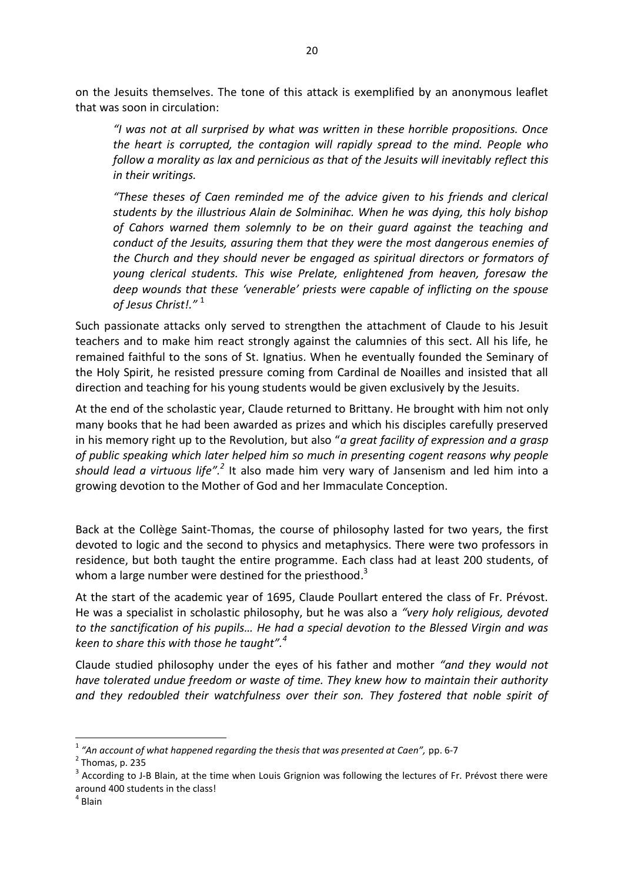on the Jesuits themselves. The tone of this attack is exemplified by an anonymous leaflet that was soon in circulation:

> *"I was not at all surprised by what was written in these horrible propositions. Once the heart is corrupted, the contagion will rapidly spread to the mind. People who follow a morality as lax and pernicious as that of the Jesuits will inevitably reflect this in their writings.*
>
> *"These theses of Caen reminded me of the advice given to his friends and clerical students by the illustrious Alain de Solminihac. When he was dying, this holy bishop of Cahors warned them solemnly to be on their guard against the teaching and conduct of the Jesuits, assuring them that they were the most dangerous enemies of the Church and they should never be engaged as spiritual directors or formators of young clerical students. This wise Prelate, enlightened from heaven, foresaw the deep wounds that these 'venerable' priests were capable of inflicting on the spouse of Jesus Christ!."* [1]

Such passionate attacks only served to strengthen the attachment of Claude to his Jesuit teachers and to make him react strongly against the calumnies of this sect. All his life, he remained faithful to the sons of St. Ignatius. When he eventually founded the Seminary of the Holy Spirit, he resisted pressure coming from Cardinal de Noailles and insisted that all direction and teaching for his young students would be given exclusively by the Jesuits.

At the end of the scholastic year, Claude returned to Brittany. He brought with him not only many books that he had been awarded as prizes and which his disciples carefully preserved in his memory right up to the Revolution, but also "*a great facility of expression and a grasp of public speaking which later helped him so much in presenting cogent reasons why people should lead a virtuous life".*[2] It also made him very wary of Jansenism and led him into a growing devotion to the Mother of God and her Immaculate Conception.

Back at the Collège Saint-Thomas, the course of philosophy lasted for two years, the first devoted to logic and the second to physics and metaphysics. There were two professors in residence, but both taught the entire programme. Each class had at least 200 students, of whom a large number were destined for the priesthood.[3]

At the start of the academic year of 1695, Claude Poullart entered the class of Fr. Prévost. He was a specialist in scholastic philosophy, but he was also a *"very holy religious, devoted to the sanctification of his pupils… He had a special devotion to the Blessed Virgin and was keen to share this with those he taught".*[4]

Claude studied philosophy under the eyes of his father and mother *"and they would not have tolerated undue freedom or waste of time. They knew how to maintain their authority and they redoubled their watchfulness over their son. They fostered that noble spirit of*

---

[1] *"An account of what happened regarding the thesis that was presented at Caen",* pp. 6-7

[2] Thomas, p. 235

[3] According to J-B Blain, at the time when Louis Grignion was following the lectures of Fr. Prévost there were around 400 students in the class!

[4] Blain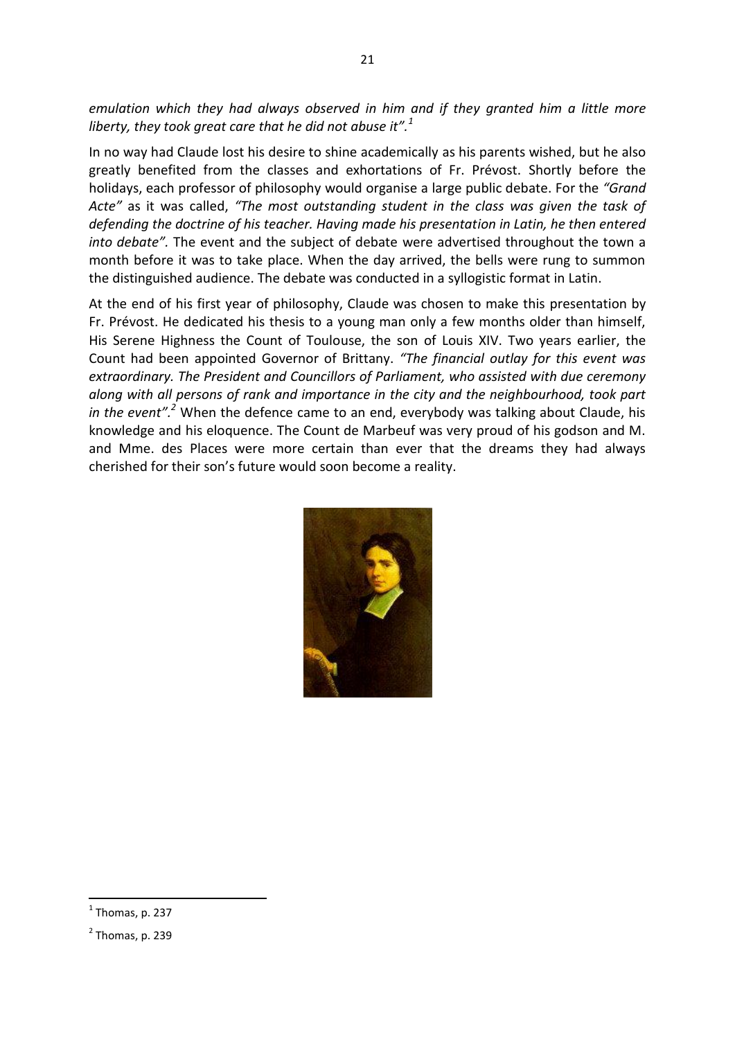*emulation which they had always observed in him and if they granted him a little more liberty, they took great care that he did not abuse it".*[1]

In no way had Claude lost his desire to shine academically as his parents wished, but he also greatly benefited from the classes and exhortations of Fr. Prévost. Shortly before the holidays, each professor of philosophy would organise a large public debate. For the *"Grand Acte"* as it was called, *"The most outstanding student in the class was given the task of defending the doctrine of his teacher. Having made his presentation in Latin, he then entered into debate".* The event and the subject of debate were advertised throughout the town a month before it was to take place. When the day arrived, the bells were rung to summon the distinguished audience. The debate was conducted in a syllogistic format in Latin.

At the end of his first year of philosophy, Claude was chosen to make this presentation by Fr. Prévost. He dedicated his thesis to a young man only a few months older than himself, His Serene Highness the Count of Toulouse, the son of Louis XIV. Two years earlier, the Count had been appointed Governor of Brittany. *"The financial outlay for this event was extraordinary. The President and Councillors of Parliament, who assisted with due ceremony along with all persons of rank and importance in the city and the neighbourhood, took part in the event".*[2] When the defence came to an end, everybody was talking about Claude, his knowledge and his eloquence. The Count de Marbeuf was very proud of his godson and M. and Mme. des Places were more certain than ever that the dreams they had always cherished for their son's future would soon become a reality.

---

[1] Thomas, p. 237

[2] Thomas, p. 239